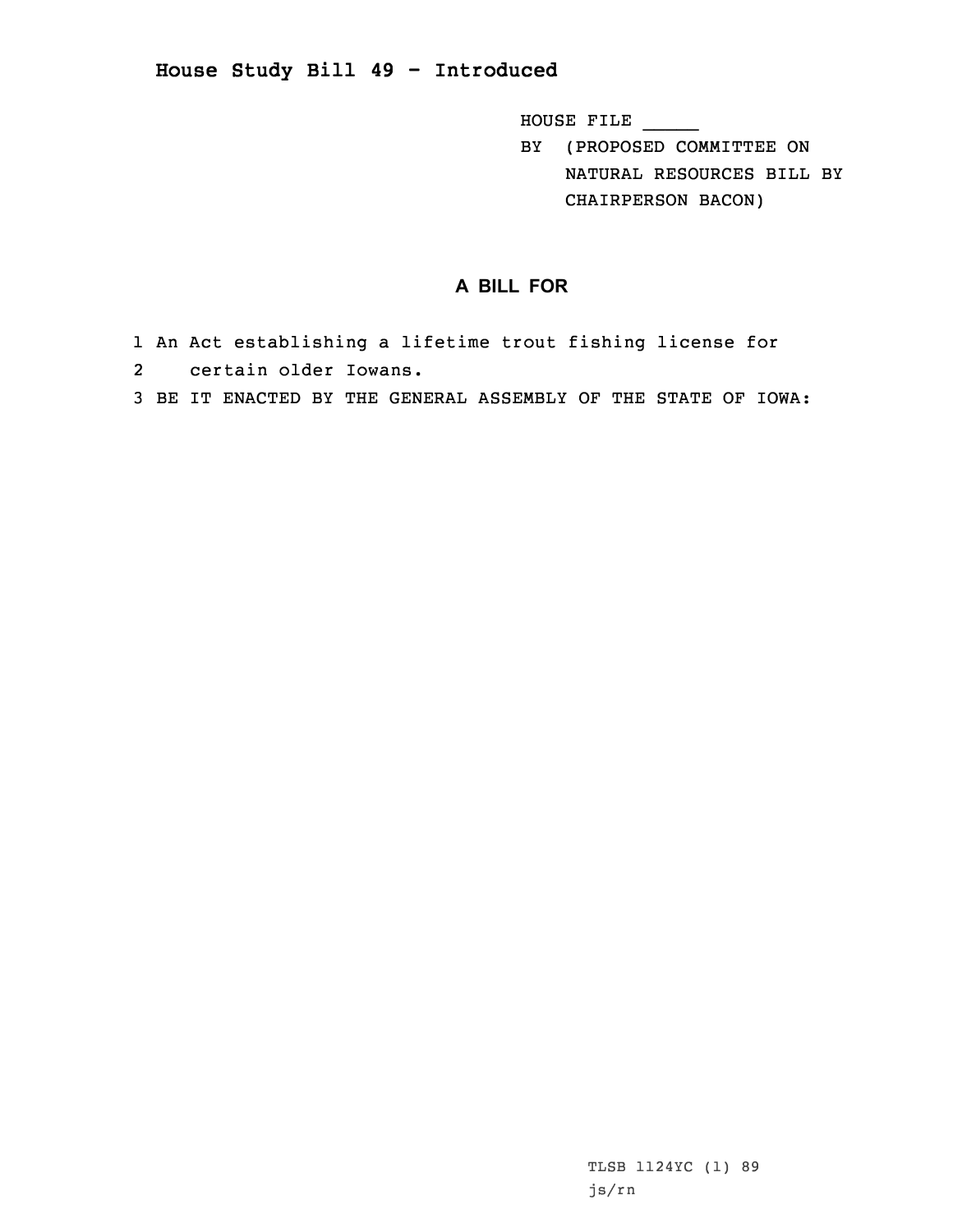# House Study Bill 49 - Introduced

HOUSE FILE _____
BY (PROPOSED COMMITTEE ON NATURAL RESOURCES BILL BY CHAIRPERSON BACON)

## A BILL FOR

1 An Act establishing a lifetime trout fishing license for
2 certain older Iowans.
3 BE IT ENACTED BY THE GENERAL ASSEMBLY OF THE STATE OF IOWA:

TLSB 1124YC (1) 89
js/rn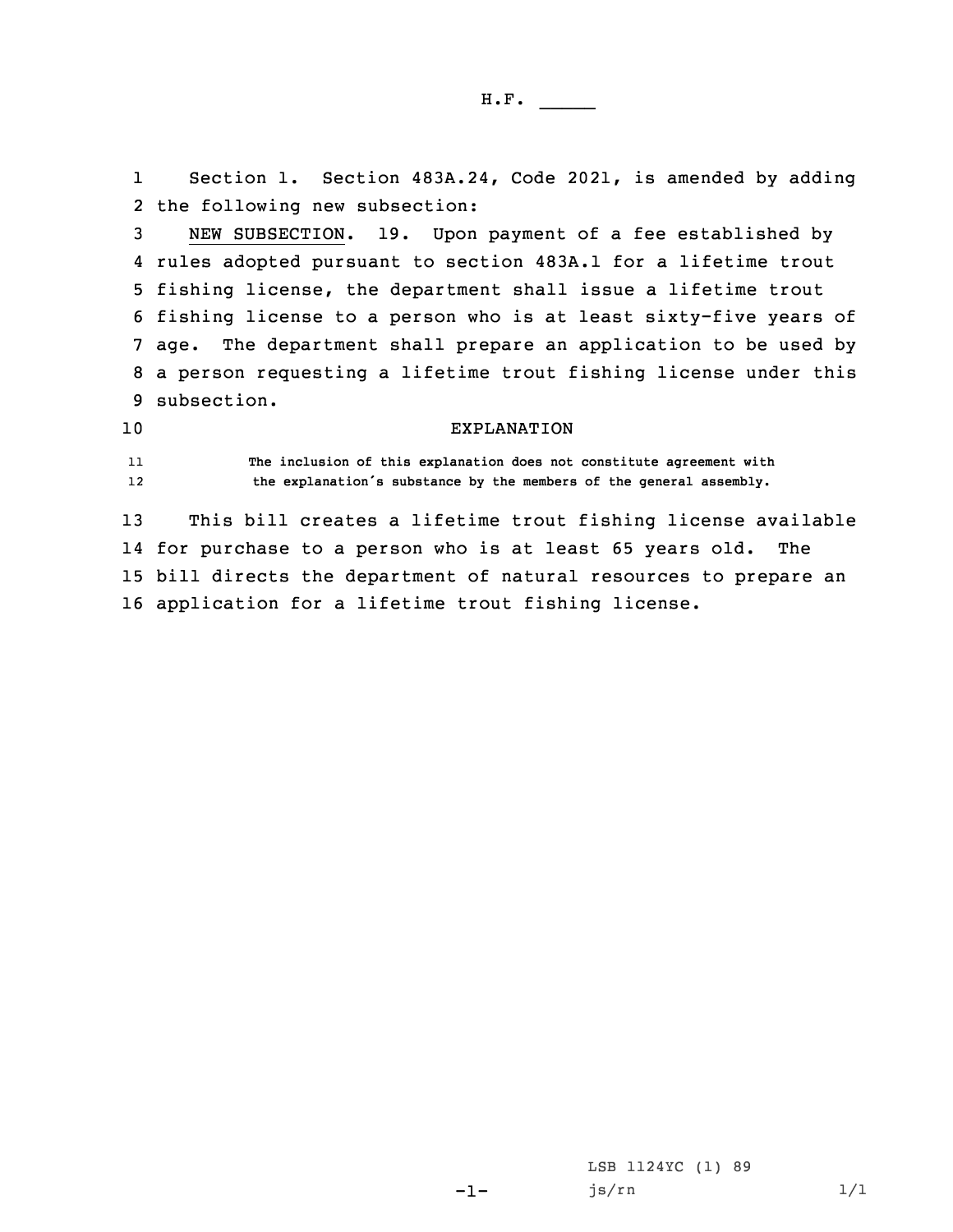H.F. _____

Section 1. Section 483A.24, Code 2021, is amended by adding the following new subsection:

NEW SUBSECTION. 19. Upon payment of a fee established by rules adopted pursuant to section 483A.1 for a lifetime trout fishing license, the department shall issue a lifetime trout fishing license to a person who is at least sixty-five years of age. The department shall prepare an application to be used by a person requesting a lifetime trout fishing license under this subsection.

EXPLANATION

The inclusion of this explanation does not constitute agreement with the explanation's substance by the members of the general assembly.

This bill creates a lifetime trout fishing license available for purchase to a person who is at least 65 years old. The bill directs the department of natural resources to prepare an application for a lifetime trout fishing license.

LSB 1124YC (1) 89
js/rn